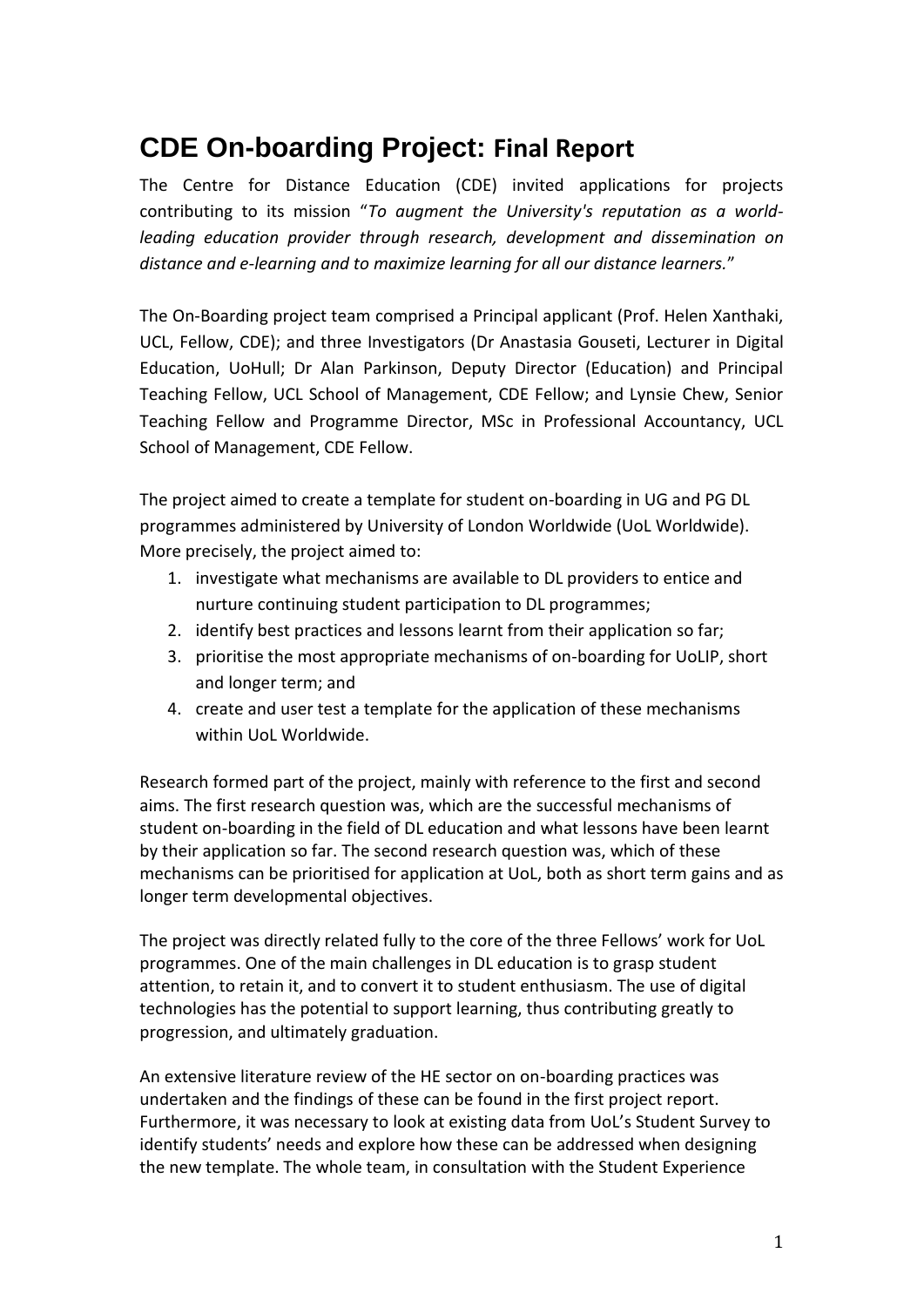# CDE On-boarding Project: Final Report

The Centre for Distance Education (CDE) invited applications for projects contributing to its mission "*To augment the University's reputation as a world-leading education provider through research, development and dissemination on distance and e-learning and to maximize learning for all our distance learners.*"

The On-Boarding project team comprised a Principal applicant (Prof. Helen Xanthaki, UCL, Fellow, CDE); and three Investigators (Dr Anastasia Gouseti, Lecturer in Digital Education, UoHull; Dr Alan Parkinson, Deputy Director (Education) and Principal Teaching Fellow, UCL School of Management, CDE Fellow; and Lynsie Chew, Senior Teaching Fellow and Programme Director, MSc in Professional Accountancy, UCL School of Management, CDE Fellow.

The project aimed to create a template for student on-boarding in UG and PG DL programmes administered by University of London Worldwide (UoL Worldwide). More precisely, the project aimed to:

1. investigate what mechanisms are available to DL providers to entice and nurture continuing student participation to DL programmes;
2. identify best practices and lessons learnt from their application so far;
3. prioritise the most appropriate mechanisms of on-boarding for UoLIP, short and longer term; and
4. create and user test a template for the application of these mechanisms within UoL Worldwide.

Research formed part of the project, mainly with reference to the first and second aims. The first research question was, which are the successful mechanisms of student on-boarding in the field of DL education and what lessons have been learnt by their application so far. The second research question was, which of these mechanisms can be prioritised for application at UoL, both as short term gains and as longer term developmental objectives.

The project was directly related fully to the core of the three Fellows' work for UoL programmes. One of the main challenges in DL education is to grasp student attention, to retain it, and to convert it to student enthusiasm. The use of digital technologies has the potential to support learning, thus contributing greatly to progression, and ultimately graduation.

An extensive literature review of the HE sector on on-boarding practices was undertaken and the findings of these can be found in the first project report. Furthermore, it was necessary to look at existing data from UoL's Student Survey to identify students' needs and explore how these can be addressed when designing the new template. The whole team, in consultation with the Student Experience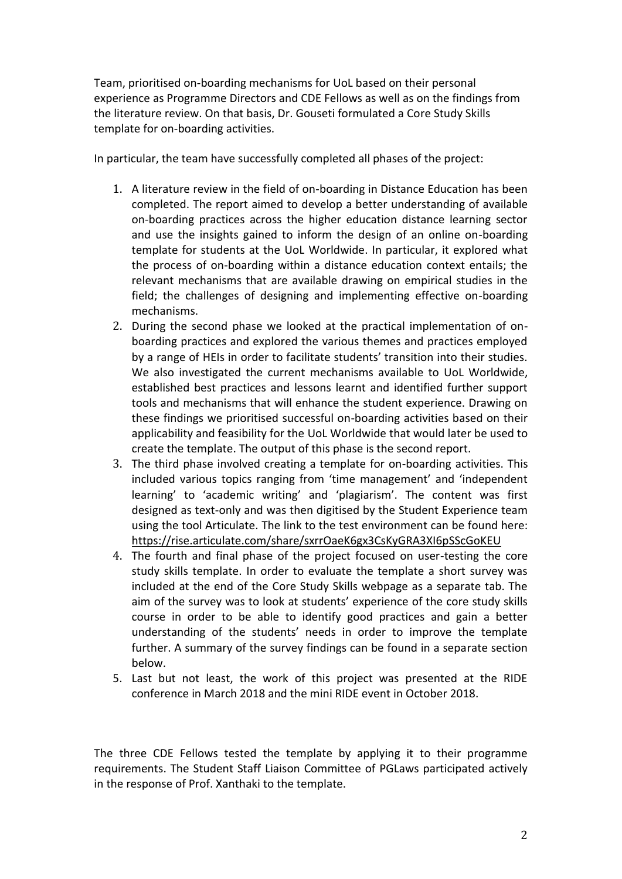Team, prioritised on-boarding mechanisms for UoL based on their personal experience as Programme Directors and CDE Fellows as well as on the findings from the literature review. On that basis, Dr. Gouseti formulated a Core Study Skills template for on-boarding activities.

In particular, the team have successfully completed all phases of the project:

1. A literature review in the field of on-boarding in Distance Education has been completed. The report aimed to develop a better understanding of available on-boarding practices across the higher education distance learning sector and use the insights gained to inform the design of an online on-boarding template for students at the UoL Worldwide. In particular, it explored what the process of on-boarding within a distance education context entails; the relevant mechanisms that are available drawing on empirical studies in the field; the challenges of designing and implementing effective on-boarding mechanisms.
2. During the second phase we looked at the practical implementation of on-boarding practices and explored the various themes and practices employed by a range of HEIs in order to facilitate students' transition into their studies. We also investigated the current mechanisms available to UoL Worldwide, established best practices and lessons learnt and identified further support tools and mechanisms that will enhance the student experience. Drawing on these findings we prioritised successful on-boarding activities based on their applicability and feasibility for the UoL Worldwide that would later be used to create the template. The output of this phase is the second report.
3. The third phase involved creating a template for on-boarding activities. This included various topics ranging from 'time management' and 'independent learning' to 'academic writing' and 'plagiarism'. The content was first designed as text-only and was then digitised by the Student Experience team using the tool Articulate. The link to the test environment can be found here: https://rise.articulate.com/share/sxrrOaeK6gx3CsKyGRA3XI6pSScGoKEU
4. The fourth and final phase of the project focused on user-testing the core study skills template. In order to evaluate the template a short survey was included at the end of the Core Study Skills webpage as a separate tab. The aim of the survey was to look at students' experience of the core study skills course in order to be able to identify good practices and gain a better understanding of the students' needs in order to improve the template further. A summary of the survey findings can be found in a separate section below.
5. Last but not least, the work of this project was presented at the RIDE conference in March 2018 and the mini RIDE event in October 2018.

The three CDE Fellows tested the template by applying it to their programme requirements. The Student Staff Liaison Committee of PGLaws participated actively in the response of Prof. Xanthaki to the template.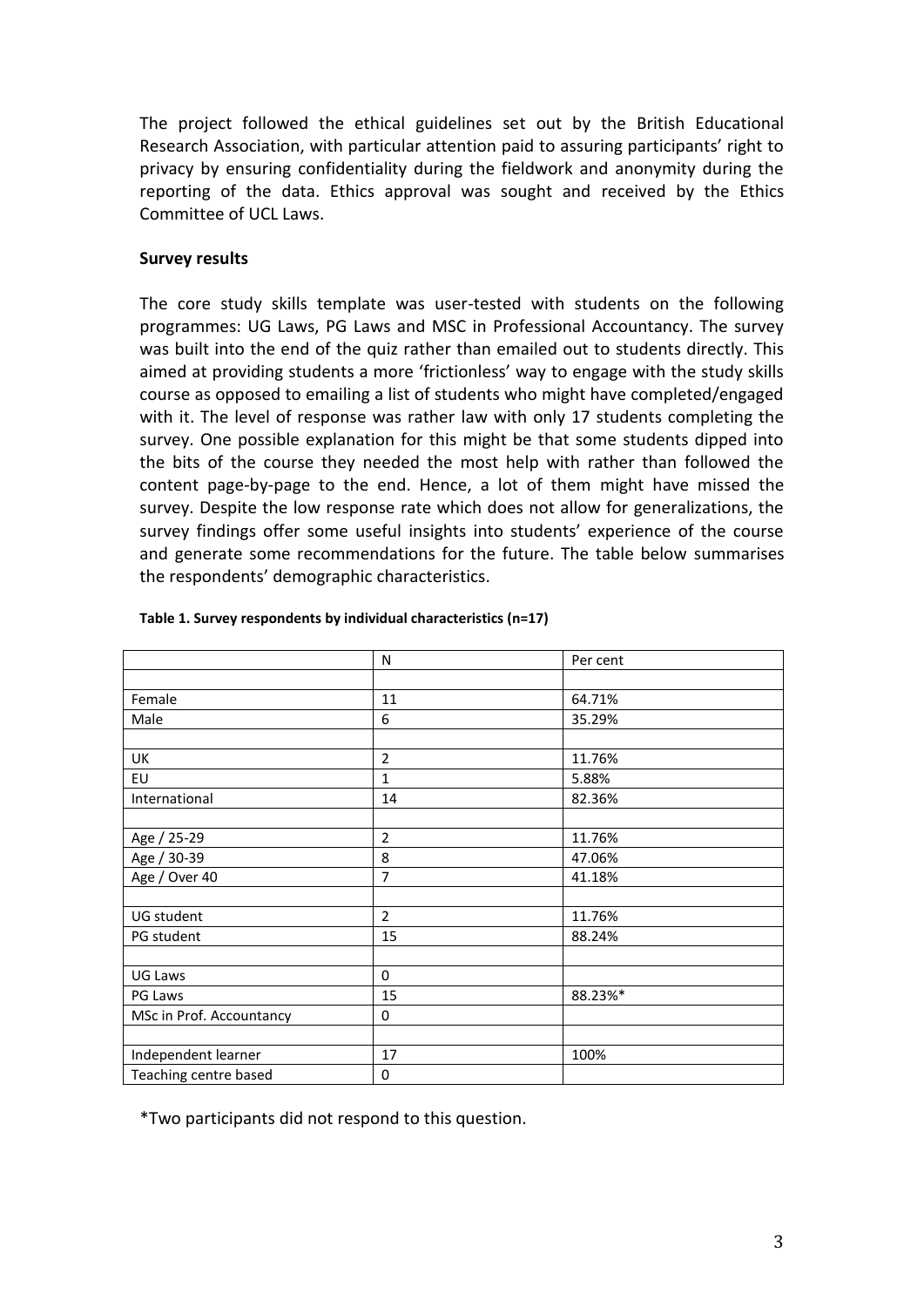The project followed the ethical guidelines set out by the British Educational Research Association, with particular attention paid to assuring participants' right to privacy by ensuring confidentiality during the fieldwork and anonymity during the reporting of the data. Ethics approval was sought and received by the Ethics Committee of UCL Laws.

**Survey results**

The core study skills template was user-tested with students on the following programmes: UG Laws, PG Laws and MSC in Professional Accountancy. The survey was built into the end of the quiz rather than emailed out to students directly. This aimed at providing students a more 'frictionless' way to engage with the study skills course as opposed to emailing a list of students who might have completed/engaged with it. The level of response was rather law with only 17 students completing the survey. One possible explanation for this might be that some students dipped into the bits of the course they needed the most help with rather than followed the content page-by-page to the end. Hence, a lot of them might have missed the survey. Despite the low response rate which does not allow for generalizations, the survey findings offer some useful insights into students' experience of the course and generate some recommendations for the future. The table below summarises the respondents' demographic characteristics.

**Table 1. Survey respondents by individual characteristics (n=17)**

| | N | Per cent |
|---|---|---|
| | | |
| Female | 11 | 64.71% |
| Male | 6 | 35.29% |
| | | |
| UK | 2 | 11.76% |
| EU | 1 | 5.88% |
| International | 14 | 82.36% |
| | | |
| Age / 25-29 | 2 | 11.76% |
| Age / 30-39 | 8 | 47.06% |
| Age / Over 40 | 7 | 41.18% |
| | | |
| UG student | 2 | 11.76% |
| PG student | 15 | 88.24% |
| | | |
| UG Laws | 0 | |
| PG Laws | 15 | 88.23%* |
| MSc in Prof. Accountancy | 0 | |
| | | |
| Independent learner | 17 | 100% |
| Teaching centre based | 0 | |

*Two participants did not respond to this question.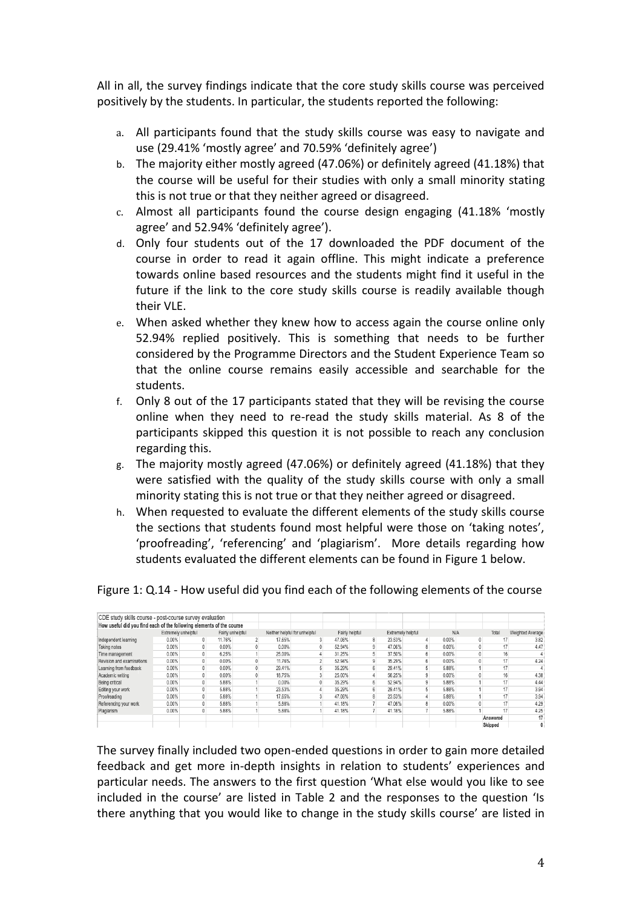All in all, the survey findings indicate that the core study skills course was perceived positively by the students. In particular, the students reported the following:

a. All participants found that the study skills course was easy to navigate and use (29.41% 'mostly agree' and 70.59% 'definitely agree')
b. The majority either mostly agreed (47.06%) or definitely agreed (41.18%) that the course will be useful for their studies with only a small minority stating this is not true or that they neither agreed or disagreed.
c. Almost all participants found the course design engaging (41.18% 'mostly agree' and 52.94% 'definitely agree').
d. Only four students out of the 17 downloaded the PDF document of the course in order to read it again offline. This might indicate a preference towards online based resources and the students might find it useful in the future if the link to the core study skills course is readily available though their VLE.
e. When asked whether they knew how to access again the course online only 52.94% replied positively. This is something that needs to be further considered by the Programme Directors and the Student Experience Team so that the online course remains easily accessible and searchable for the students.
f. Only 8 out of the 17 participants stated that they will be revising the course online when they need to re-read the study skills material. As 8 of the participants skipped this question it is not possible to reach any conclusion regarding this.
g. The majority mostly agreed (47.06%) or definitely agreed (41.18%) that they were satisfied with the quality of the study skills course with only a small minority stating this is not true or that they neither agreed or disagreed.
h. When requested to evaluate the different elements of the study skills course the sections that students found most helpful were those on 'taking notes', 'proofreading', 'referencing' and 'plagiarism'. More details regarding how students evaluated the different elements can be found in Figure 1 below.

Figure 1: Q.14 - How useful did you find each of the following elements of the course

CDE study skills course - post-course survey evaluation

How useful did you find each of the following elements of the course

| | Extremely unhelpful | | Fairly unhelpful | | Neither helpful nor unhelpful | | Fairly helpful | | Extremely helpful | | N/A | | Total | Weighted Average |
|---|---|---|---|---|---|---|---|---|---|---|---|---|---|---|
| Independent learning | 0.00% | 0 | 11.76% | 2 | 17.65% | 3 | 47.06% | 8 | 23.53% | 4 | 0.00% | 0 | 17 | 3.82 |
| Taking notes | 0.00% | 0 | 0.00% | 0 | 0.00% | 0 | 52.94% | 9 | 47.06% | 8 | 0.00% | 0 | 17 | 4.47 |
| Time management | 0.00% | 0 | 6.25% | 1 | 25.00% | 4 | 31.25% | 5 | 37.50% | 6 | 0.00% | 0 | 16 | 4 |
| Revision and examinations | 0.00% | 0 | 0.00% | 0 | 11.76% | 2 | 52.94% | 9 | 35.29% | 6 | 0.00% | 0 | 17 | 4.24 |
| Learning from feedback | 0.00% | 0 | 0.00% | 0 | 29.41% | 5 | 35.29% | 6 | 29.41% | 5 | 5.88% | 1 | 17 | 4 |
| Academic writing | 0.00% | 0 | 0.00% | 0 | 18.75% | 3 | 25.00% | 4 | 56.25% | 9 | 0.00% | 0 | 16 | 4.38 |
| Being critical | 0.00% | 0 | 5.88% | 1 | 0.00% | 0 | 35.29% | 6 | 52.94% | 9 | 5.88% | 1 | 17 | 4.44 |
| Editing your work | 0.00% | 0 | 5.88% | 1 | 23.53% | 4 | 35.29% | 6 | 29.41% | 5 | 5.88% | 1 | 17 | 3.94 |
| Proofreading | 0.00% | 0 | 5.88% | 1 | 17.65% | 3 | 47.06% | 8 | 23.53% | 4 | 5.88% | 1 | 17 | 3.94 |
| Referencing your work | 0.00% | 0 | 5.88% | 1 | 5.88% | 1 | 41.18% | 7 | 47.06% | 8 | 0.00% | 0 | 17 | 4.29 |
| Plagiarism | 0.00% | 0 | 5.88% | 1 | 5.88% | 1 | 41.18% | 7 | 41.18% | 7 | 5.88% | 1 | 17 | 4.25 |
| | | | | | | | | | | | | | Answered | 17 |
| | | | | | | | | | | | | | Skipped | 0 |

The survey finally included two open-ended questions in order to gain more detailed feedback and get more in-depth insights in relation to students' experiences and particular needs. The answers to the first question 'What else would you like to see included in the course' are listed in Table 2 and the responses to the question 'Is there anything that you would like to change in the study skills course' are listed in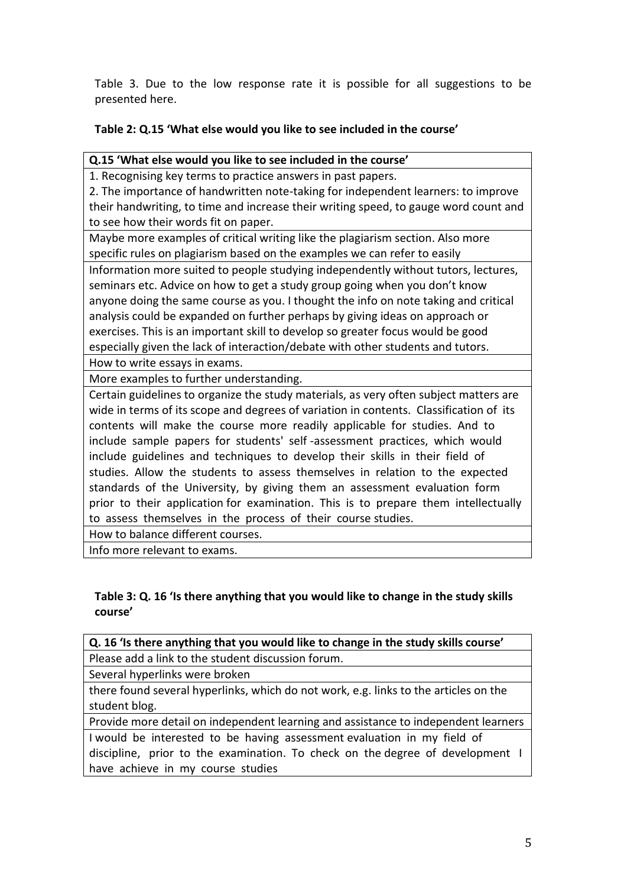Table 3. Due to the low response rate it is possible for all suggestions to be presented here.

**Table 2: Q.15 'What else would you like to see included in the course'**

| Q.15 'What else would you like to see included in the course' |
| --- |
| 1. Recognising key terms to practice answers in past papers. 2. The importance of handwritten note-taking for independent learners: to improve their handwriting, to time and increase their writing speed, to gauge word count and to see how their words fit on paper. |
| Maybe more examples of critical writing like the plagiarism section. Also more specific rules on plagiarism based on the examples we can refer to easily |
| Information more suited to people studying independently without tutors, lectures, seminars etc. Advice on how to get a study group going when you don't know anyone doing the same course as you. I thought the info on note taking and critical analysis could be expanded on further perhaps by giving ideas on approach or exercises. This is an important skill to develop so greater focus would be good especially given the lack of interaction/debate with other students and tutors. |
| How to write essays in exams. |
| More examples to further understanding. |
| Certain guidelines to organize the study materials, as very often subject matters are wide in terms of its scope and degrees of variation in contents. Classification of its contents will make the course more readily applicable for studies. And to include sample papers for students' self -assessment practices, which would include guidelines and techniques to develop their skills in their field of studies. Allow the students to assess themselves in relation to the expected standards of the University, by giving them an assessment evaluation form prior to their application for examination. This is to prepare them intellectually to assess themselves in the process of their course studies. |
| How to balance different courses. |
| Info more relevant to exams. |

**Table 3: Q. 16 'Is there anything that you would like to change in the study skills course'**

| Q. 16 'Is there anything that you would like to change in the study skills course' |
| --- |
| Please add a link to the student discussion forum. |
| Several hyperlinks were broken |
| there found several hyperlinks, which do not work, e.g. links to the articles on the student blog. |
| Provide more detail on independent learning and assistance to independent learners |
| I would be interested to be having assessment evaluation in my field of discipline, prior to the examination. To check on the degree of development I have achieve in my course studies |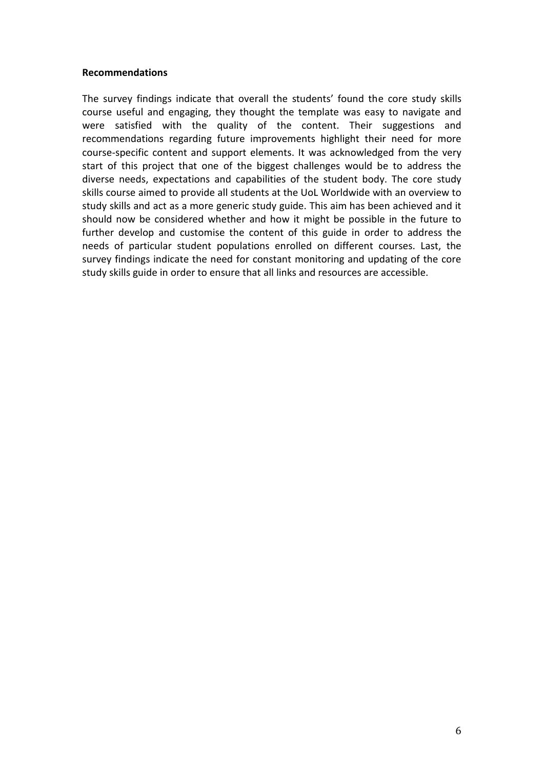**Recommendations**

The survey findings indicate that overall the students' found the core study skills course useful and engaging, they thought the template was easy to navigate and were satisfied with the quality of the content. Their suggestions and recommendations regarding future improvements highlight their need for more course-specific content and support elements. It was acknowledged from the very start of this project that one of the biggest challenges would be to address the diverse needs, expectations and capabilities of the student body. The core study skills course aimed to provide all students at the UoL Worldwide with an overview to study skills and act as a more generic study guide. This aim has been achieved and it should now be considered whether and how it might be possible in the future to further develop and customise the content of this guide in order to address the needs of particular student populations enrolled on different courses. Last, the survey findings indicate the need for constant monitoring and updating of the core study skills guide in order to ensure that all links and resources are accessible.